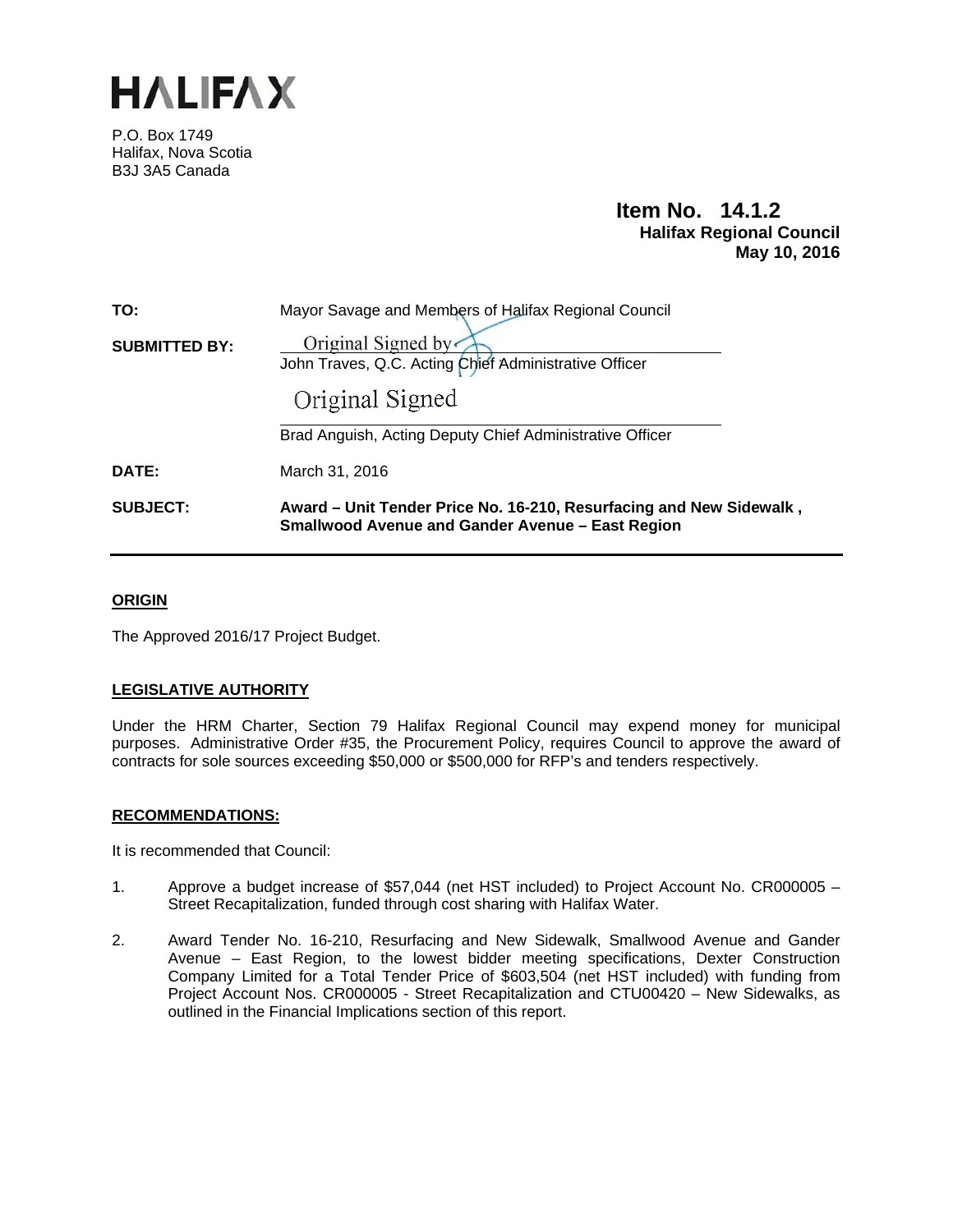# HALIFAX

P.O. Box 1749
Halifax, Nova Scotia
B3J 3A5 Canada

**Item No. 14.1.2**
**Halifax Regional Council**
**May 10, 2016**

| | |
|---|---|
| **TO:** | Mayor Savage and Members of Halifax Regional Council |
| **SUBMITTED BY:** | Original Signed by<br>John Traves, Q.C. Acting Chief Administrative Officer |
| | Original Signed<br>Brad Anguish, Acting Deputy Chief Administrative Officer |
| **DATE:** | March 31, 2016 |
| **SUBJECT:** | **Award – Unit Tender Price No. 16-210, Resurfacing and New Sidewalk , Smallwood Avenue and Gander Avenue – East Region** |

## ORIGIN

The Approved 2016/17 Project Budget.

## LEGISLATIVE AUTHORITY

Under the HRM Charter, Section 79 Halifax Regional Council may expend money for municipal purposes. Administrative Order #35, the Procurement Policy, requires Council to approve the award of contracts for sole sources exceeding $50,000 or $500,000 for RFP's and tenders respectively.

## RECOMMENDATIONS:

It is recommended that Council:

1. Approve a budget increase of $57,044 (net HST included) to Project Account No. CR000005 – Street Recapitalization, funded through cost sharing with Halifax Water.

2. Award Tender No. 16-210, Resurfacing and New Sidewalk, Smallwood Avenue and Gander Avenue – East Region, to the lowest bidder meeting specifications, Dexter Construction Company Limited for a Total Tender Price of $603,504 (net HST included) with funding from Project Account Nos. CR000005 - Street Recapitalization and CTU00420 – New Sidewalks, as outlined in the Financial Implications section of this report.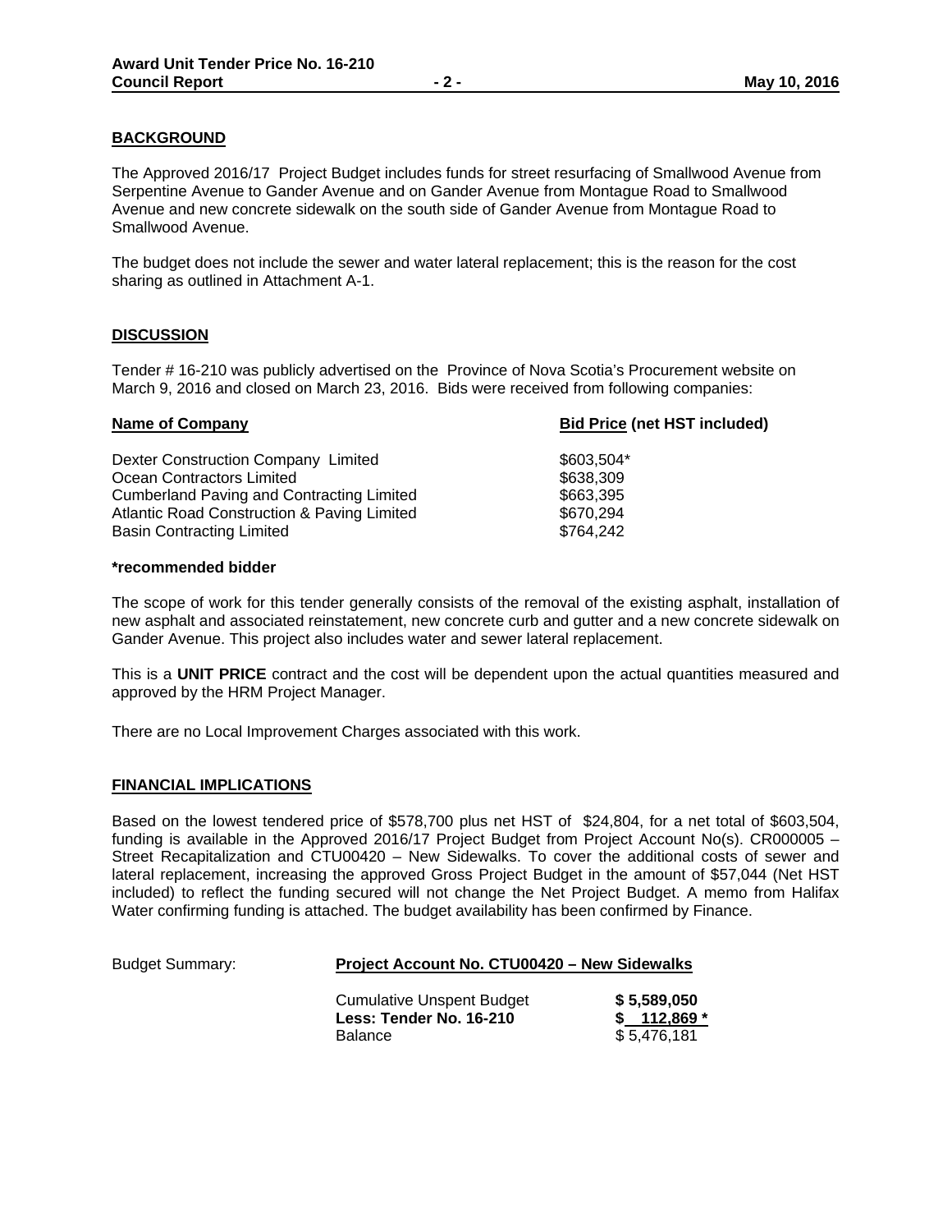## BACKGROUND

The Approved 2016/17 Project Budget includes funds for street resurfacing of Smallwood Avenue from Serpentine Avenue to Gander Avenue and on Gander Avenue from Montague Road to Smallwood Avenue and new concrete sidewalk on the south side of Gander Avenue from Montague Road to Smallwood Avenue.

The budget does not include the sewer and water lateral replacement; this is the reason for the cost sharing as outlined in Attachment A-1.

## DISCUSSION

Tender # 16-210 was publicly advertised on the Province of Nova Scotia's Procurement website on March 9, 2016 and closed on March 23, 2016. Bids were received from following companies:

| Name of Company | Bid Price (net HST included) |
| --- | --- |
| Dexter Construction Company Limited | $603,504* |
| Ocean Contractors Limited | $638,309 |
| Cumberland Paving and Contracting Limited | $663,395 |
| Atlantic Road Construction & Paving Limited | $670,294 |
| Basin Contracting Limited | $764,242 |

**\*recommended bidder**

The scope of work for this tender generally consists of the removal of the existing asphalt, installation of new asphalt and associated reinstatement, new concrete curb and gutter and a new concrete sidewalk on Gander Avenue. This project also includes water and sewer lateral replacement.

This is a **UNIT PRICE** contract and the cost will be dependent upon the actual quantities measured and approved by the HRM Project Manager.

There are no Local Improvement Charges associated with this work.

## FINANCIAL IMPLICATIONS

Based on the lowest tendered price of $578,700 plus net HST of $24,804, for a net total of $603,504, funding is available in the Approved 2016/17 Project Budget from Project Account No(s). CR000005 – Street Recapitalization and CTU00420 – New Sidewalks. To cover the additional costs of sewer and lateral replacement, increasing the approved Gross Project Budget in the amount of $57,044 (Net HST included) to reflect the funding secured will not change the Net Project Budget. A memo from Halifax Water confirming funding is attached. The budget availability has been confirmed by Finance.

Budget Summary: **Project Account No. CTU00420 – New Sidewalks**

| | |
| --- | --- |
| Cumulative Unspent Budget | **$ 5,589,050** |
| **Less: Tender No. 16-210** | **$ 112,869 \*** |
| Balance | $ 5,476,181 |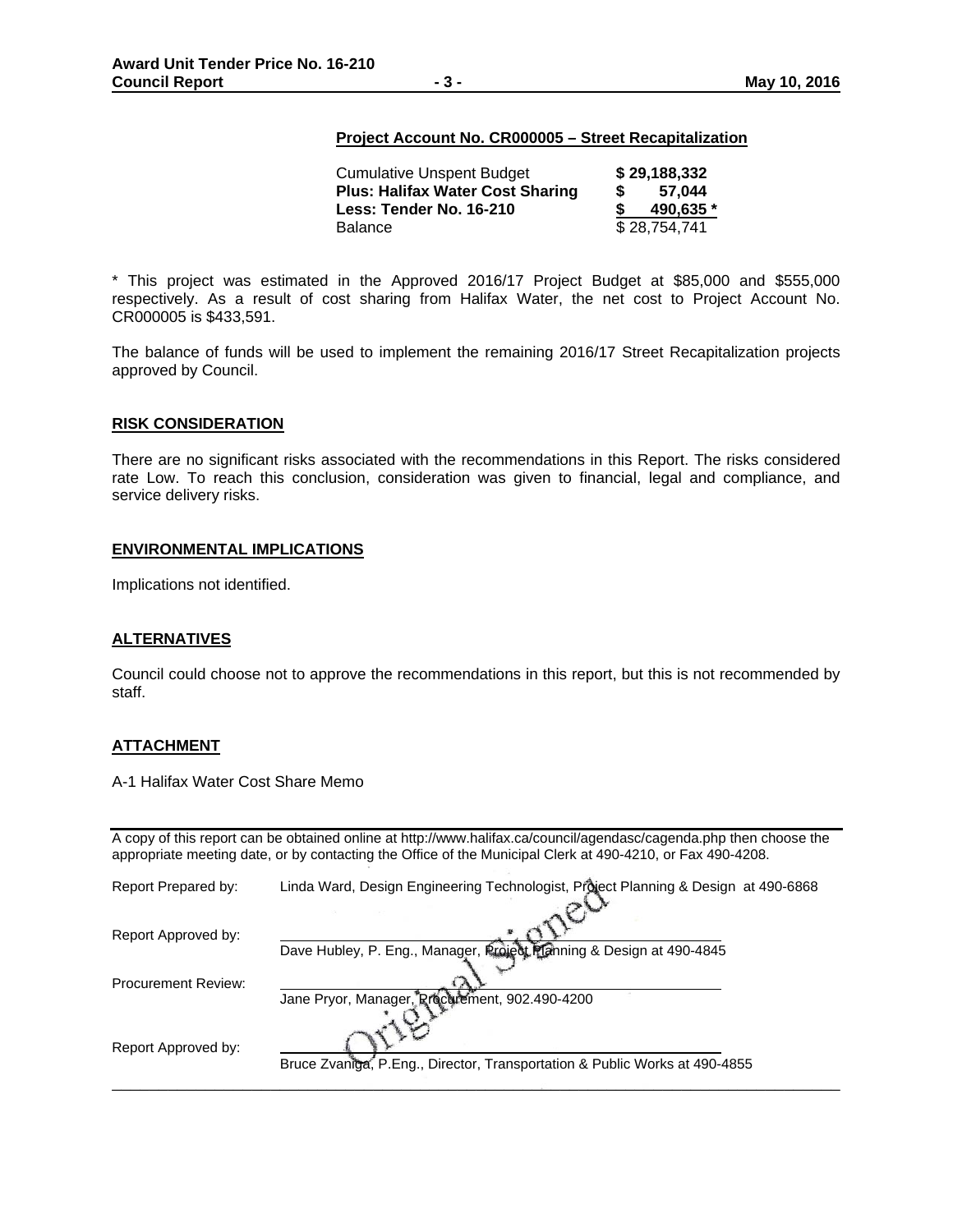**Project Account No. CR000005 – Street Recapitalization**

| | |
|---|---|
| Cumulative Unspent Budget | **$ 29,188,332** |
| **Plus: Halifax Water Cost Sharing** | **$ 57,044** |
| **Less: Tender No. 16-210** | **$ 490,635 *** |
| Balance | $ 28,754,741 |

* This project was estimated in the Approved 2016/17 Project Budget at $85,000 and $555,000 respectively. As a result of cost sharing from Halifax Water, the net cost to Project Account No. CR000005 is $433,591.

The balance of funds will be used to implement the remaining 2016/17 Street Recapitalization projects approved by Council.

## RISK CONSIDERATION

There are no significant risks associated with the recommendations in this Report. The risks considered rate Low. To reach this conclusion, consideration was given to financial, legal and compliance, and service delivery risks.

## ENVIRONMENTAL IMPLICATIONS

Implications not identified.

## ALTERNATIVES

Council could choose not to approve the recommendations in this report, but this is not recommended by staff.

## ATTACHMENT

A-1 Halifax Water Cost Share Memo

---

A copy of this report can be obtained online at http://www.halifax.ca/council/agendasc/cagenda.php then choose the appropriate meeting date, or by contacting the Office of the Municipal Clerk at 490-4210, or Fax 490-4208.

Report Prepared by: Linda Ward, Design Engineering Technologist, Project Planning & Design at 490-6868

Report Approved by: Dave Hubley, P. Eng., Manager, Project Planning & Design at 490-4845

Procurement Review: Jane Pryor, Manager, Procurement, 902.490-4200

Report Approved by: Bruce Zvaniga, P.Eng., Director, Transportation & Public Works at 490-4855

Original Signed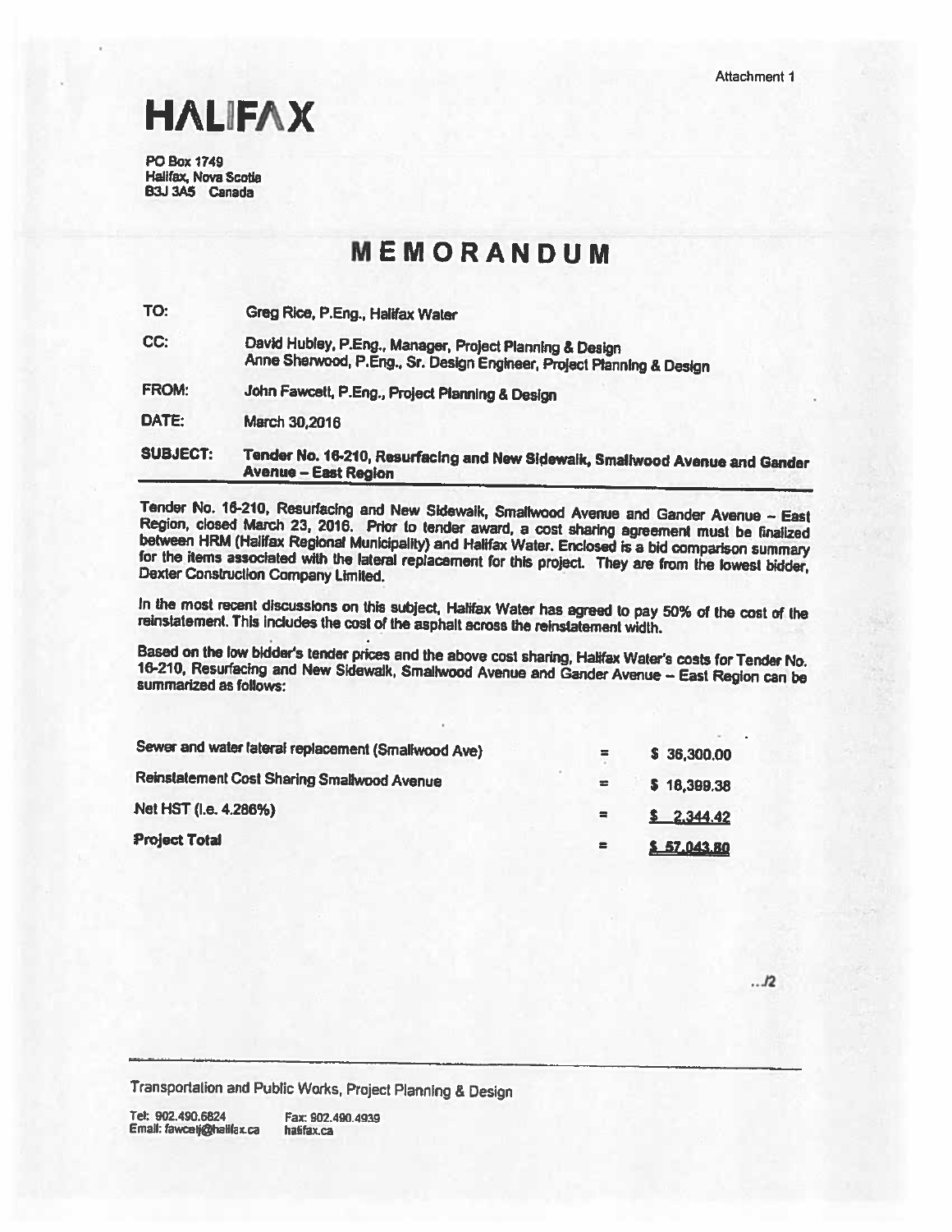Attachment 1

# HALIFAX

PO Box 1749
Halifax, Nova Scotia
B3J 3A5 Canada

# MEMORANDUM

| | |
|---|---|
| **TO:** | Greg Rice, P.Eng., Halifax Water |
| **CC:** | David Hubley, P.Eng., Manager, Project Planning & Design<br>Anne Sherwood, P.Eng., Sr. Design Engineer, Project Planning & Design |
| **FROM:** | John Fawcett, P.Eng., Project Planning & Design |
| **DATE:** | March 30,2016 |
| **SUBJECT:** | **Tender No. 16-210, Resurfacing and New Sidewalk, Smallwood Avenue and Gander Avenue – East Region** |

Tender No. 16-210, Resurfacing and New Sidewalk, Smallwood Avenue and Gander Avenue – East Region, closed March 23, 2016. Prior to tender award, a cost sharing agreement must be finalized between HRM (Halifax Regional Municipality) and Halifax Water. Enclosed is a bid comparison summary for the items associated with the lateral replacement for this project. They are from the lowest bidder, Dexter Construction Company Limited.

In the most recent discussions on this subject, Halifax Water has agreed to pay 50% of the cost of the reinstatement. This includes the cost of the asphalt across the reinstatement width.

Based on the low bidder's tender prices and the above cost sharing, Halifax Water's costs for Tender No. 16-210, Resurfacing and New Sidewalk, Smallwood Avenue and Gander Avenue – East Region can be summarized as follows:

| | | |
|---|---|---|
| Sewer and water lateral replacement (Smallwood Ave) | = | $ 38,300.00 |
| Reinstatement Cost Sharing Smallwood Avenue | = | $ 16,399.38 |
| Net HST (i.e. 4.286%) | = | $ 2,344.42 |
| **Project Total** | = | **$ 57,043.80** |

.../2

Transportation and Public Works, Project Planning & Design

Tel: 902.490.6824 Fax: 902.490.4939
Email: fawcetj@halifax.ca halifax.ca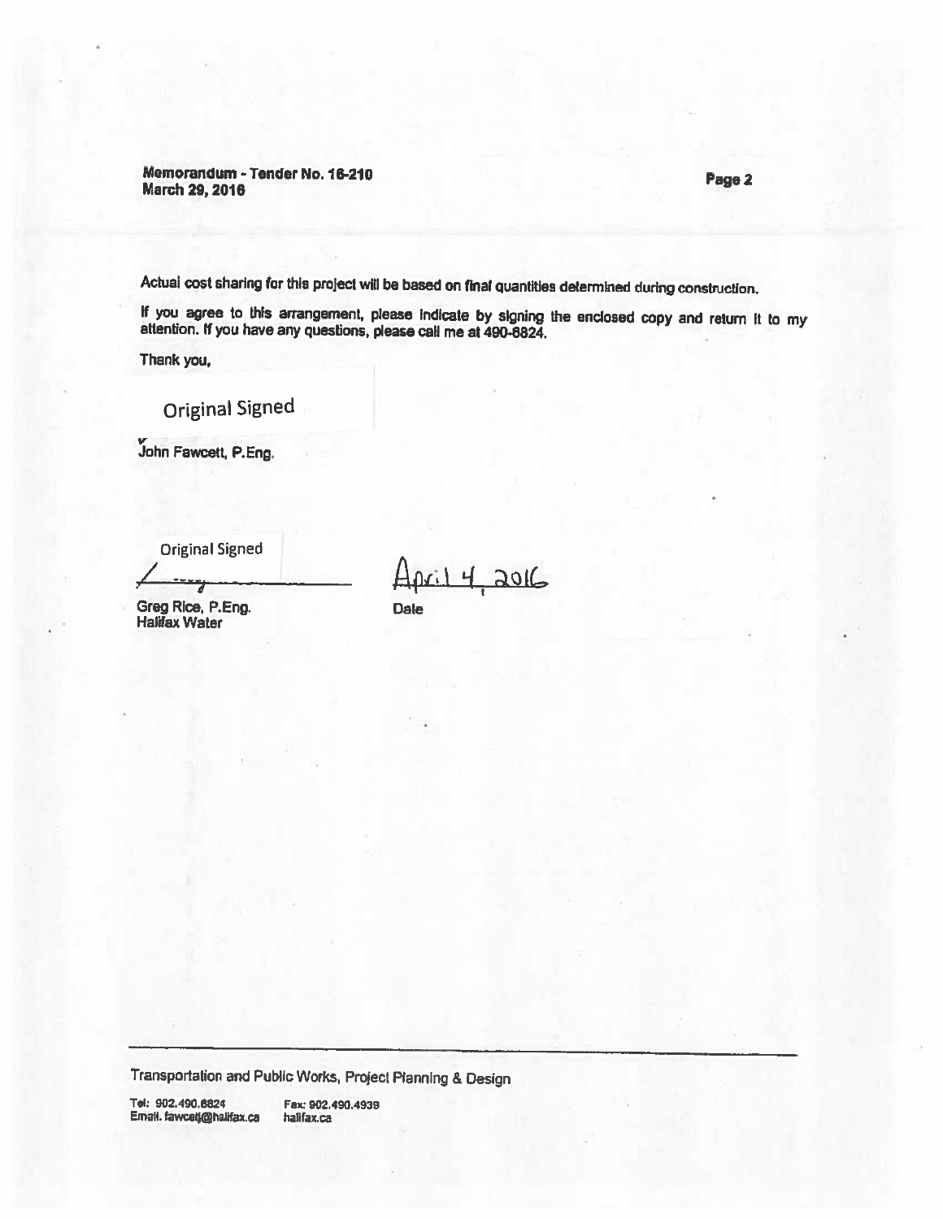Actual cost sharing for this project will be based on final quantities determined during construction.

If you agree to this arrangement, please indicate by signing the enclosed copy and return it to my attention. If you have any questions, please call me at 490-6824.

Thank you,

Original Signed

John Fawcett, P.Eng.

Original Signed

Greg Rice, P.Eng.
Halifax Water

April 4, 2016
Date

Transportation and Public Works, Project Planning & Design

Tel: 902.490.6824
Email. fawcetj@halifax.ca

Fax: 902.490.4939
halifax.ca